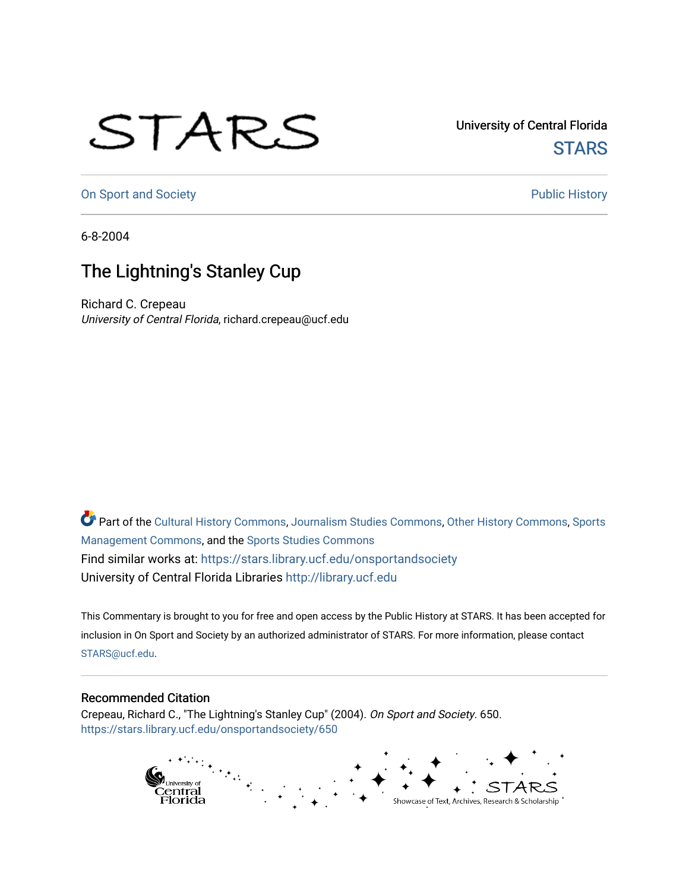University of Central Florida

STARS

On Sport and Society

Public History

6-8-2004

# The Lightning's Stanley Cup

Richard C. Crepeau
*University of Central Florida*, richard.crepeau@ucf.edu

Part of the Cultural History Commons, Journalism Studies Commons, Other History Commons, Sports Management Commons, and the Sports Studies Commons
Find similar works at: https://stars.library.ucf.edu/onsportandsociety
University of Central Florida Libraries http://library.ucf.edu

This Commentary is brought to you for free and open access by the Public History at STARS. It has been accepted for inclusion in On Sport and Society by an authorized administrator of STARS. For more information, please contact STARS@ucf.edu.

## Recommended Citation

Crepeau, Richard C., "The Lightning's Stanley Cup" (2004). *On Sport and Society*. 650.
https://stars.library.ucf.edu/onsportandsociety/650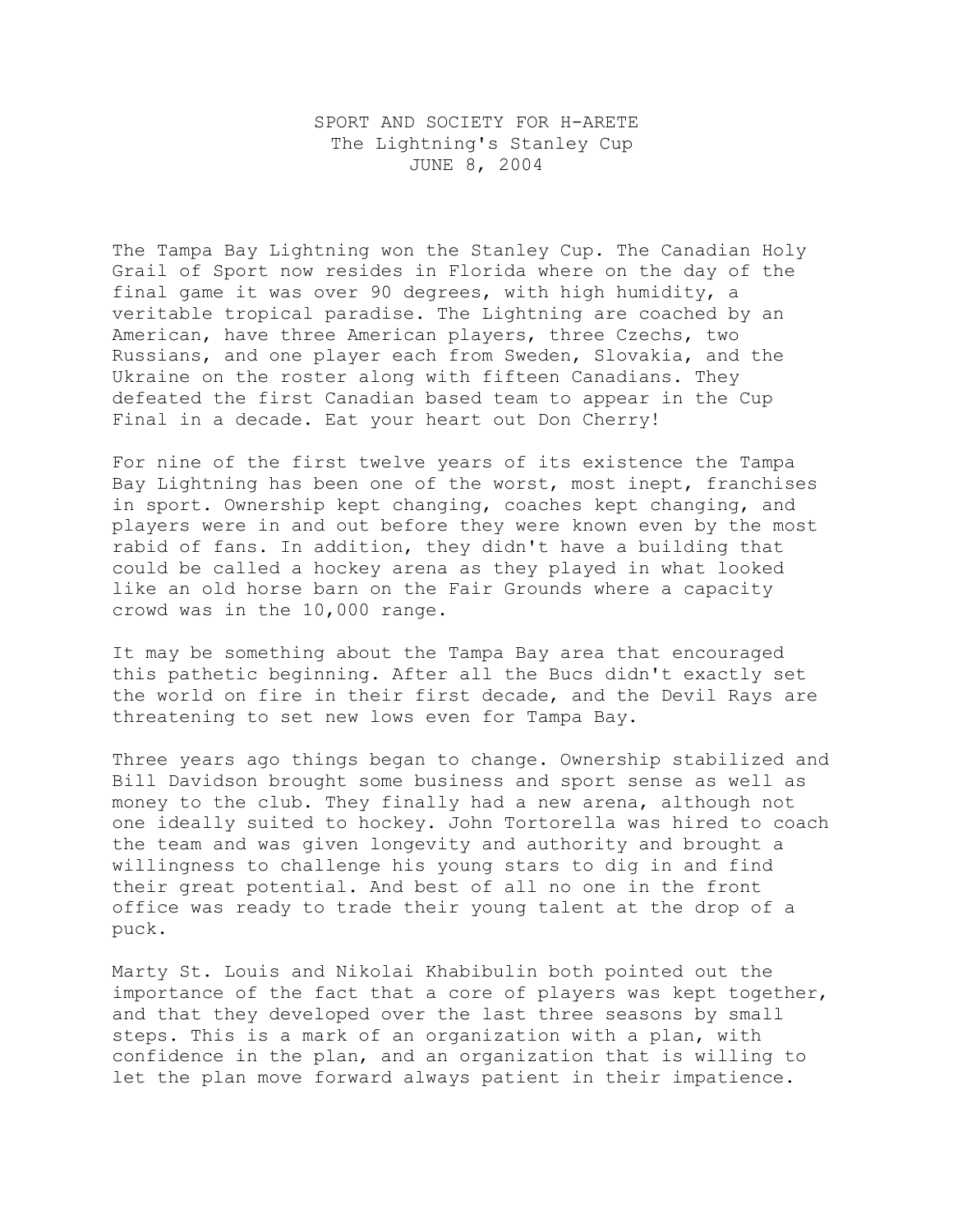SPORT AND SOCIETY FOR H-ARETE
The Lightning's Stanley Cup
JUNE 8, 2004

The Tampa Bay Lightning won the Stanley Cup. The Canadian Holy Grail of Sport now resides in Florida where on the day of the final game it was over 90 degrees, with high humidity, a veritable tropical paradise. The Lightning are coached by an American, have three American players, three Czechs, two Russians, and one player each from Sweden, Slovakia, and the Ukraine on the roster along with fifteen Canadians. They defeated the first Canadian based team to appear in the Cup Final in a decade. Eat your heart out Don Cherry!

For nine of the first twelve years of its existence the Tampa Bay Lightning has been one of the worst, most inept, franchises in sport. Ownership kept changing, coaches kept changing, and players were in and out before they were known even by the most rabid of fans. In addition, they didn't have a building that could be called a hockey arena as they played in what looked like an old horse barn on the Fair Grounds where a capacity crowd was in the 10,000 range.

It may be something about the Tampa Bay area that encouraged this pathetic beginning. After all the Bucs didn't exactly set the world on fire in their first decade, and the Devil Rays are threatening to set new lows even for Tampa Bay.

Three years ago things began to change. Ownership stabilized and Bill Davidson brought some business and sport sense as well as money to the club. They finally had a new arena, although not one ideally suited to hockey. John Tortorella was hired to coach the team and was given longevity and authority and brought a willingness to challenge his young stars to dig in and find their great potential. And best of all no one in the front office was ready to trade their young talent at the drop of a puck.

Marty St. Louis and Nikolai Khabibulin both pointed out the importance of the fact that a core of players was kept together, and that they developed over the last three seasons by small steps. This is a mark of an organization with a plan, with confidence in the plan, and an organization that is willing to let the plan move forward always patient in their impatience.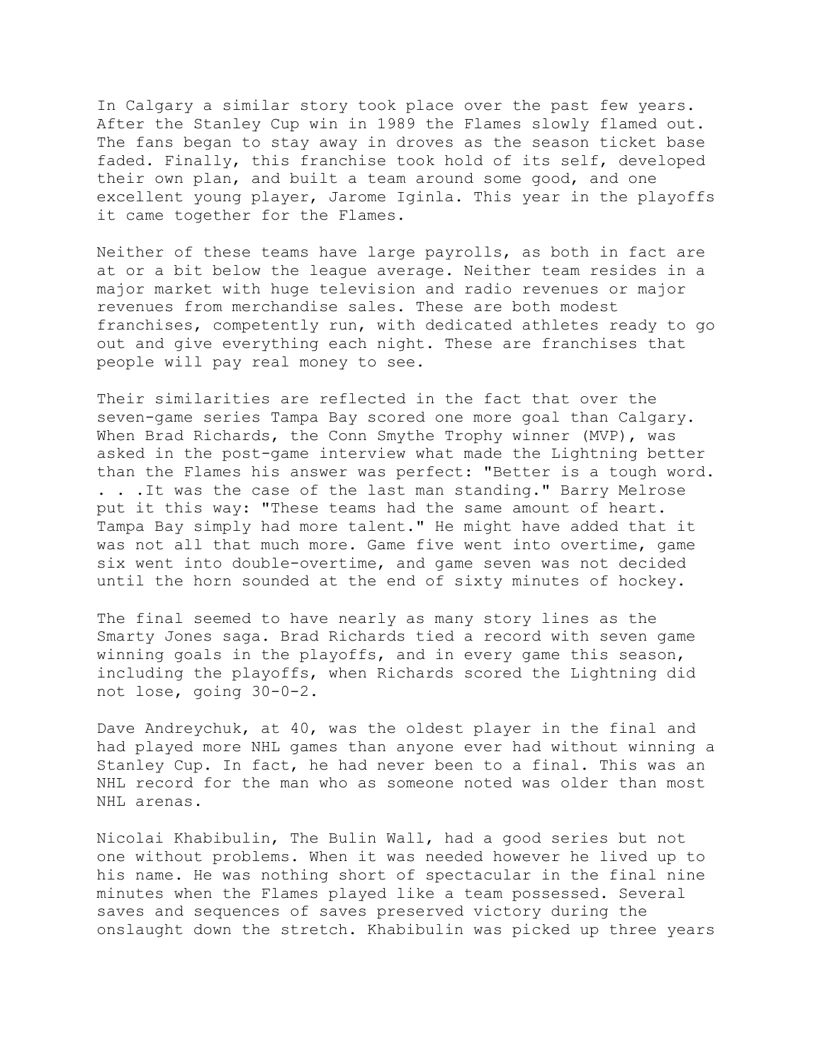In Calgary a similar story took place over the past few years. After the Stanley Cup win in 1989 the Flames slowly flamed out. The fans began to stay away in droves as the season ticket base faded. Finally, this franchise took hold of its self, developed their own plan, and built a team around some good, and one excellent young player, Jarome Iginla. This year in the playoffs it came together for the Flames.

Neither of these teams have large payrolls, as both in fact are at or a bit below the league average. Neither team resides in a major market with huge television and radio revenues or major revenues from merchandise sales. These are both modest franchises, competently run, with dedicated athletes ready to go out and give everything each night. These are franchises that people will pay real money to see.

Their similarities are reflected in the fact that over the seven-game series Tampa Bay scored one more goal than Calgary. When Brad Richards, the Conn Smythe Trophy winner (MVP), was asked in the post-game interview what made the Lightning better than the Flames his answer was perfect: "Better is a tough word. . . .It was the case of the last man standing." Barry Melrose put it this way: "These teams had the same amount of heart. Tampa Bay simply had more talent." He might have added that it was not all that much more. Game five went into overtime, game six went into double-overtime, and game seven was not decided until the horn sounded at the end of sixty minutes of hockey.

The final seemed to have nearly as many story lines as the Smarty Jones saga. Brad Richards tied a record with seven game winning goals in the playoffs, and in every game this season, including the playoffs, when Richards scored the Lightning did not lose, going 30-0-2.

Dave Andreychuk, at 40, was the oldest player in the final and had played more NHL games than anyone ever had without winning a Stanley Cup. In fact, he had never been to a final. This was an NHL record for the man who as someone noted was older than most NHL arenas.

Nicolai Khabibulin, The Bulin Wall, had a good series but not one without problems. When it was needed however he lived up to his name. He was nothing short of spectacular in the final nine minutes when the Flames played like a team possessed. Several saves and sequences of saves preserved victory during the onslaught down the stretch. Khabibulin was picked up three years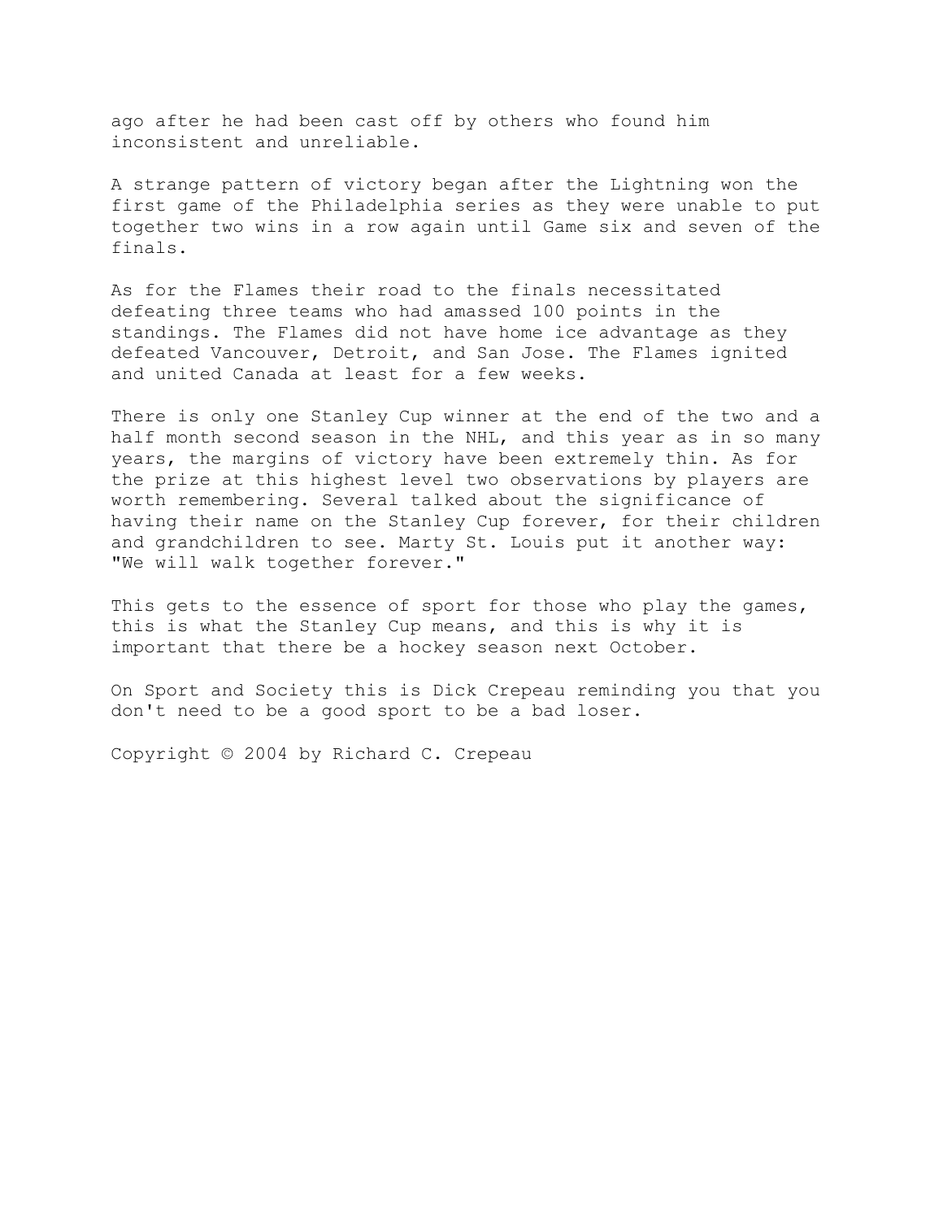ago after he had been cast off by others who found him inconsistent and unreliable.

A strange pattern of victory began after the Lightning won the first game of the Philadelphia series as they were unable to put together two wins in a row again until Game six and seven of the finals.

As for the Flames their road to the finals necessitated defeating three teams who had amassed 100 points in the standings. The Flames did not have home ice advantage as they defeated Vancouver, Detroit, and San Jose. The Flames ignited and united Canada at least for a few weeks.

There is only one Stanley Cup winner at the end of the two and a half month second season in the NHL, and this year as in so many years, the margins of victory have been extremely thin. As for the prize at this highest level two observations by players are worth remembering. Several talked about the significance of having their name on the Stanley Cup forever, for their children and grandchildren to see. Marty St. Louis put it another way: "We will walk together forever."

This gets to the essence of sport for those who play the games, this is what the Stanley Cup means, and this is why it is important that there be a hockey season next October.

On Sport and Society this is Dick Crepeau reminding you that you don't need to be a good sport to be a bad loser.

Copyright © 2004 by Richard C. Crepeau